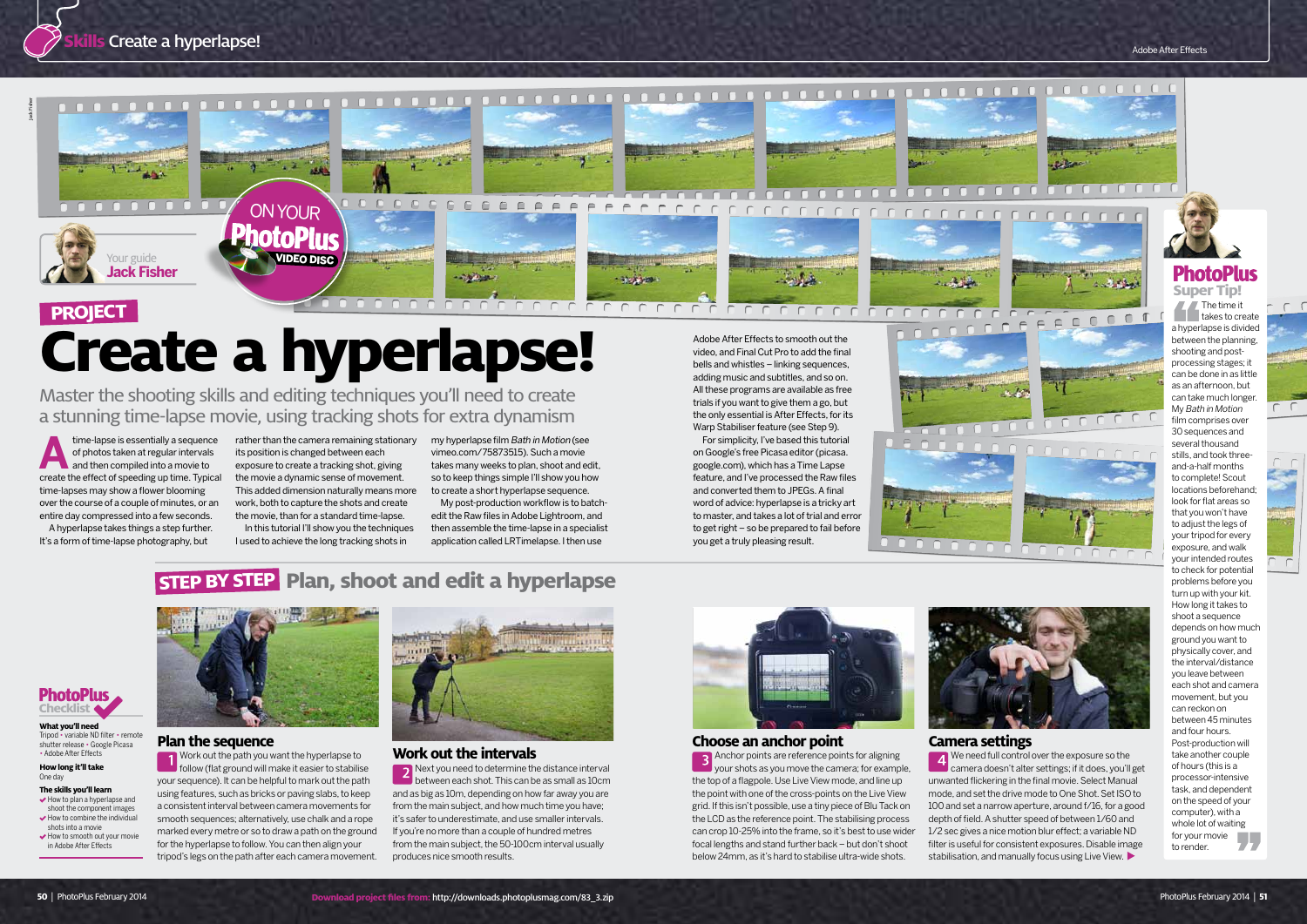# Create a hyperlapse!

Your guide **Jack Fisher**

ON YOUR PhotoPlus VIDEO DISC

**PROJECT**

## Master the shooting skills and editing techniques you'll need to create a stunning time-lapse movie, using tracking shots for extra dynamism

A time-lapse is essentially a sequence of photos taken at regular intervals and then compiled into a movie to create the effect of speeding up time. Typical time-lapses may show a flower blooming over the course of a couple of minutes, or an entire day compressed into a few seconds.

A hyperlapse takes things a step further. It's a form of time-lapse photography, but rather than the camera remaining stationary its position is changed between each exposure to create a tracking shot, giving the movie a dynamic sense of movement. This added dimension naturally means more work, both to capture the shots and create the movie, than for a standard time-lapse.

In this tutorial I'll show you the techniques I used to achieve the long tracking shots in my hyperlapse film *Bath in Motion* (see vimeo.com/75873515). Such a movie takes many weeks to plan, shoot and edit, so to keep things simple I'll show you how to create a short hyperlapse sequence.

My post-production workflow is to batch-edit the Raw files in Adobe Lightroom, and then assemble the time-lapse in a specialist application called LRTimelapse. I then use Adobe After Effects to smooth out the video, and Final Cut Pro to add the final bells and whistles – linking sequences, adding music and subtitles, and so on. All these programs are available as free trials if you want to give them a go, but the only essential is After Effects, for its Warp Stabiliser feature (see Step 9).

For simplicity, I've based this tutorial on Google's free Picasa editor (picasa.google.com), which has a Time Lapse feature, and I've processed the Raw files and converted them to JPEGs. A final word of advice: hyperlapse is a tricky art to master, and takes a lot of trial and error to get right – so be prepared to fail before you get a truly pleasing result.

### PhotoPlus Super Tip!

The time it takes to create a hyperlapse is divided between the planning, shooting and post-processing stages; it can be done in as little as an afternoon, but can take much longer. My *Bath in Motion* film comprises over 30 sequences and several thousand stills, and took three-and-a-half months to complete! Scout locations beforehand; look for flat areas so that you won't have to adjust the legs of your tripod for every exposure, and walk your intended routes to check for potential problems before you turn up with your kit. How long it takes to shoot a sequence depends on how much ground you want to physically cover, and the interval/distance you leave between each shot and camera movement, but you can reckon on between 45 minutes and four hours. Post-production will take another couple of hours (this is a processor-intensive task, and dependent on the speed of your computer), with a whole lot of waiting for your movie to render.

### PhotoPlus Checklist

**What you'll need**
Tripod • variable ND filter • remote shutter release • Google Picasa • Adobe After Effects

**How long it'll take**
One day

**The skills you'll learn**
- How to plan a hyperlapse and shoot the component images
- How to combine the individual shots into a movie
- How to smooth out your movie in Adobe After Effects

## STEP BY STEP Plan, shoot and edit a hyperlapse

### Plan the sequence

**1** Work out the path you want the hyperlapse to follow (flat ground will make it easier to stabilise your sequence). It can be helpful to mark out the path using features, such as bricks or paving slabs, to keep a consistent interval between camera movements for smooth sequences; alternatively, use chalk and a rope marked every metre or so to draw a path on the ground for the hyperlapse to follow. You can then align your tripod's legs on the path after each camera movement.

### Work out the intervals

**2** Next you need to determine the distance interval between each shot. This can be as small as 10cm and as big as 10m, depending on how far away you are from the main subject, and how much time you have; it's safer to underestimate, and use smaller intervals. If you're no more than a couple of hundred metres from the main subject, the 50-100cm interval usually produces nice smooth results.

### Choose an anchor point

**3** Anchor points are reference points for aligning your shots as you move the camera; for example, the top of a flagpole. Use Live View mode, and line up the point with one of the cross-points on the Live View grid. If this isn't possible, use a tiny piece of Blu Tack on the LCD as the reference point. The stabilising process can crop 10-25% into the frame, so it's best to use wider focal lengths and stand further back – but don't shoot below 24mm, as it's hard to stabilise ultra-wide shots.

### Camera settings

**4** We need full control over the exposure so the camera doesn't alter settings; if it does, you'll get unwanted flickering in the final movie. Select Manual mode, and set the drive mode to One Shot. Set ISO to 100 and set a narrow aperture, around f/16, for a good depth of field. A shutter speed of between 1/60 and 1/2 sec gives a nice motion blur effect; a variable ND filter is useful for consistent exposures. Disable image stabilisation, and manually focus using Live View. ▶

Download project files from: http://downloads.photoplusmag.com/83_3.zip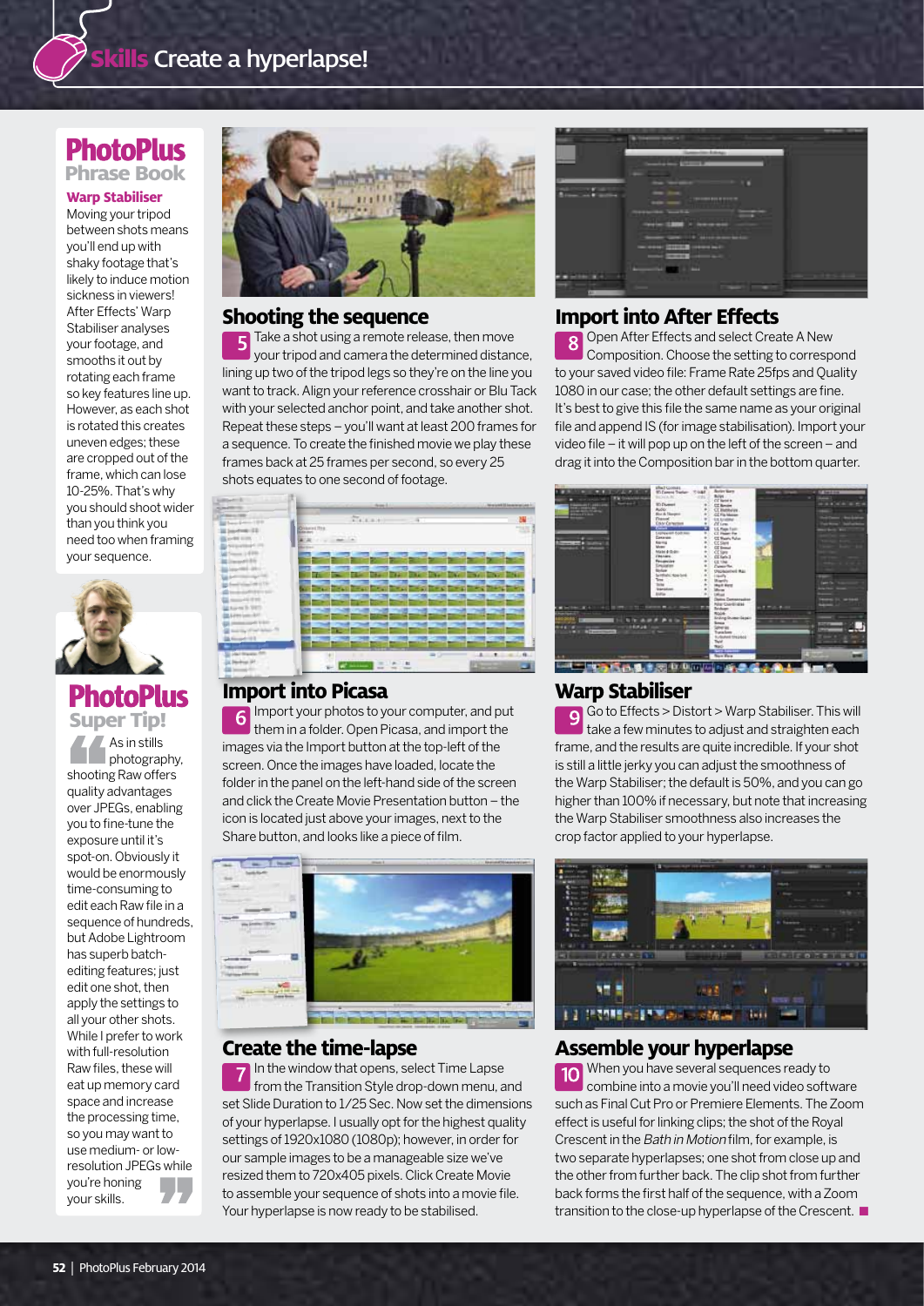## PhotoPlus Phrase Book

### Warp Stabiliser

Moving your tripod between shots means you'll end up with shaky footage that's likely to induce motion sickness in viewers! After Effects' Warp Stabiliser analyses your footage, and smooths it out by rotating each frame so key features line up. However, as each shot is rotated this creates uneven edges; these are cropped out of the frame, which can lose 10-25%. That's why you should shoot wider than you think you need to when framing your sequence.

## PhotoPlus Super Tip!

As in stills photography, shooting Raw offers quality advantages over JPEGs, enabling you to fine-tune the exposure until it's spot-on. Obviously it would be enormously time-consuming to edit each Raw file in a sequence of hundreds, but Adobe Lightroom has superb batch-editing features; just edit one shot, then apply the settings to all your other shots. While I prefer to work with full-resolution Raw files, these will eat up memory card space and increase the processing time, so you may want to use medium- or low-resolution JPEGs while you're honing your skills.

## Shooting the sequence

**5** Take a shot using a remote release, then move your tripod and camera the determined distance, lining up two of the tripod legs so they're on the line you want to track. Align your reference crosshair or Blu Tack with your selected anchor point, and take another shot. Repeat these steps – you'll want at least 200 frames for a sequence. To create the finished movie we play these frames back at 25 frames per second, so every 25 shots equates to one second of footage.

## Import into Picasa

**6** Import your photos to your computer, and put them in a folder. Open Picasa, and import the images via the Import button at the top-left of the screen. Once the images have loaded, locate the folder in the panel on the left-hand side of the screen and click the Create Movie Presentation button – the icon is located just above your images, next to the Share button, and looks like a piece of film.

## Create the time-lapse

**7** In the window that opens, select Time Lapse from the Transition Style drop-down menu, and set Slide Duration to 1/25 Sec. Now set the dimensions of your hyperlapse. I usually opt for the highest quality settings of 1920x1080 (1080p); however, in order for our sample images to be a manageable size we've resized them to 720x405 pixels. Click Create Movie to assemble your sequence of shots into a movie file. Your hyperlapse is now ready to be stabilised.

## Import into After Effects

**8** Open After Effects and select Create A New Composition. Choose the setting to correspond to your saved video file: Frame Rate 25fps and Quality 1080 in our case; the other default settings are fine. It's best to give this file the same name as your original file and append IS (for image stabilisation). Import your video file – it will pop up on the left of the screen – and drag it into the Composition bar in the bottom quarter.

## Warp Stabiliser

**9** Go to Effects > Distort > Warp Stabiliser. This will take a few minutes to adjust and straighten each frame, and the results are quite incredible. If your shot is still a little jerky you can adjust the smoothness of the Warp Stabiliser; the default is 50%, and you can go higher than 100% if necessary, but note that increasing the Warp Stabiliser smoothness also increases the crop factor applied to your hyperlapse.

## Assemble your hyperlapse

**10** When you have several sequences ready to combine into a movie you'll need video software such as Final Cut Pro or Premiere Elements. The Zoom effect is useful for linking clips; the shot of the Royal Crescent in the *Bath in Motion* film, for example, is two separate hyperlapses; one shot from close up and the other from further back. The clip shot from further back forms the first half of the sequence, with a Zoom transition to the close-up hyperlapse of the Crescent. ■